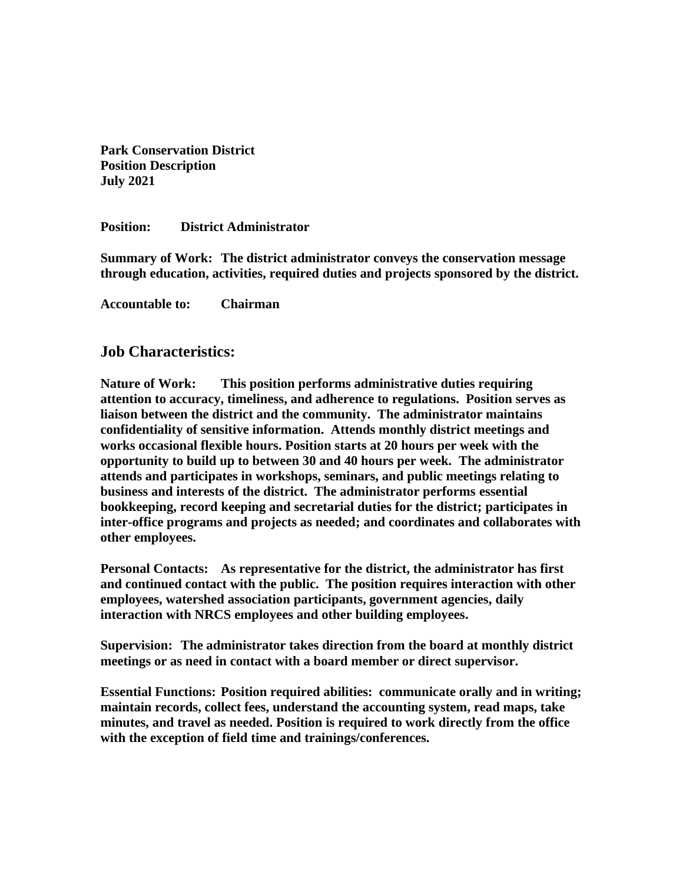**Park Conservation District**
**Position Description**
**July 2021**

**Position: District Administrator**

**Summary of Work: The district administrator conveys the conservation message through education, activities, required duties and projects sponsored by the district.**

**Accountable to: Chairman**

## Job Characteristics:

**Nature of Work: This position performs administrative duties requiring attention to accuracy, timeliness, and adherence to regulations. Position serves as liaison between the district and the community. The administrator maintains confidentiality of sensitive information. Attends monthly district meetings and works occasional flexible hours. Position starts at 20 hours per week with the opportunity to build up to between 30 and 40 hours per week. The administrator attends and participates in workshops, seminars, and public meetings relating to business and interests of the district. The administrator performs essential bookkeeping, record keeping and secretarial duties for the district; participates in inter-office programs and projects as needed; and coordinates and collaborates with other employees.**

**Personal Contacts: As representative for the district, the administrator has first and continued contact with the public. The position requires interaction with other employees, watershed association participants, government agencies, daily interaction with NRCS employees and other building employees.**

**Supervision: The administrator takes direction from the board at monthly district meetings or as need in contact with a board member or direct supervisor.**

**Essential Functions: Position required abilities: communicate orally and in writing; maintain records, collect fees, understand the accounting system, read maps, take minutes, and travel as needed. Position is required to work directly from the office with the exception of field time and trainings/conferences.**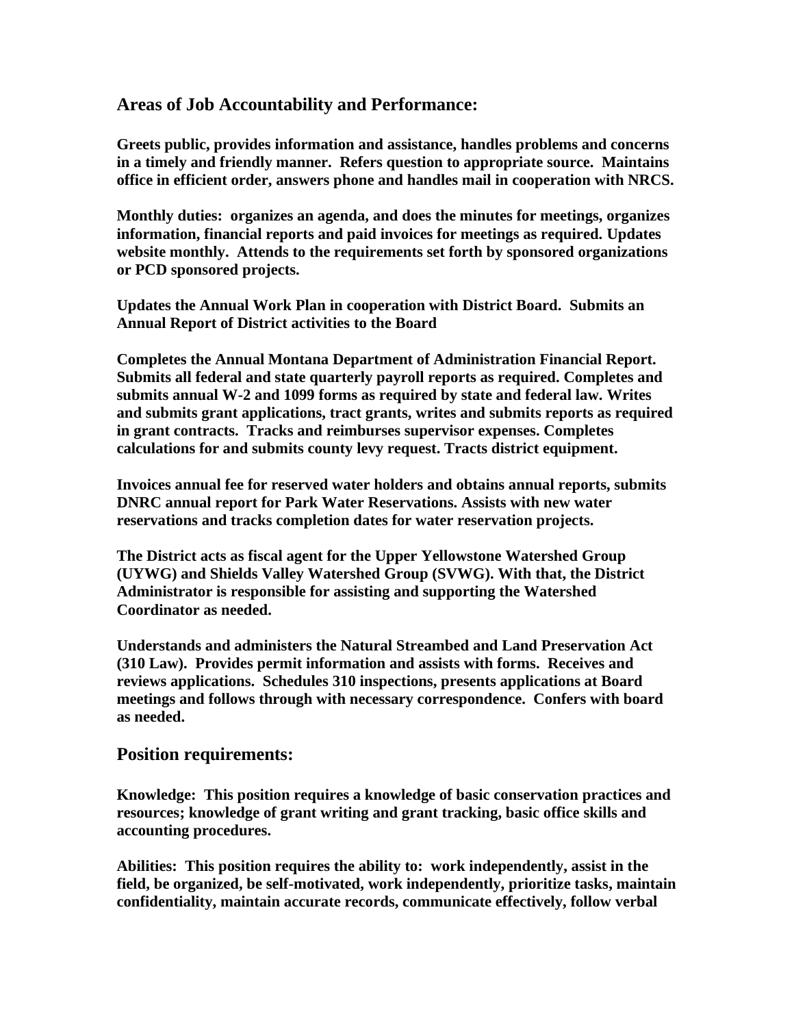## Areas of Job Accountability and Performance:

**Greets public, provides information and assistance, handles problems and concerns in a timely and friendly manner. Refers question to appropriate source. Maintains office in efficient order, answers phone and handles mail in cooperation with NRCS.**

**Monthly duties: organizes an agenda, and does the minutes for meetings, organizes information, financial reports and paid invoices for meetings as required. Updates website monthly. Attends to the requirements set forth by sponsored organizations or PCD sponsored projects.**

**Updates the Annual Work Plan in cooperation with District Board. Submits an Annual Report of District activities to the Board**

**Completes the Annual Montana Department of Administration Financial Report. Submits all federal and state quarterly payroll reports as required. Completes and submits annual W-2 and 1099 forms as required by state and federal law. Writes and submits grant applications, tract grants, writes and submits reports as required in grant contracts. Tracks and reimburses supervisor expenses. Completes calculations for and submits county levy request. Tracts district equipment.**

**Invoices annual fee for reserved water holders and obtains annual reports, submits DNRC annual report for Park Water Reservations. Assists with new water reservations and tracks completion dates for water reservation projects.**

**The District acts as fiscal agent for the Upper Yellowstone Watershed Group (UYWG) and Shields Valley Watershed Group (SVWG). With that, the District Administrator is responsible for assisting and supporting the Watershed Coordinator as needed.**

**Understands and administers the Natural Streambed and Land Preservation Act (310 Law). Provides permit information and assists with forms. Receives and reviews applications. Schedules 310 inspections, presents applications at Board meetings and follows through with necessary correspondence. Confers with board as needed.**

## Position requirements:

**Knowledge: This position requires a knowledge of basic conservation practices and resources; knowledge of grant writing and grant tracking, basic office skills and accounting procedures.**

**Abilities: This position requires the ability to: work independently, assist in the field, be organized, be self-motivated, work independently, prioritize tasks, maintain confidentiality, maintain accurate records, communicate effectively, follow verbal**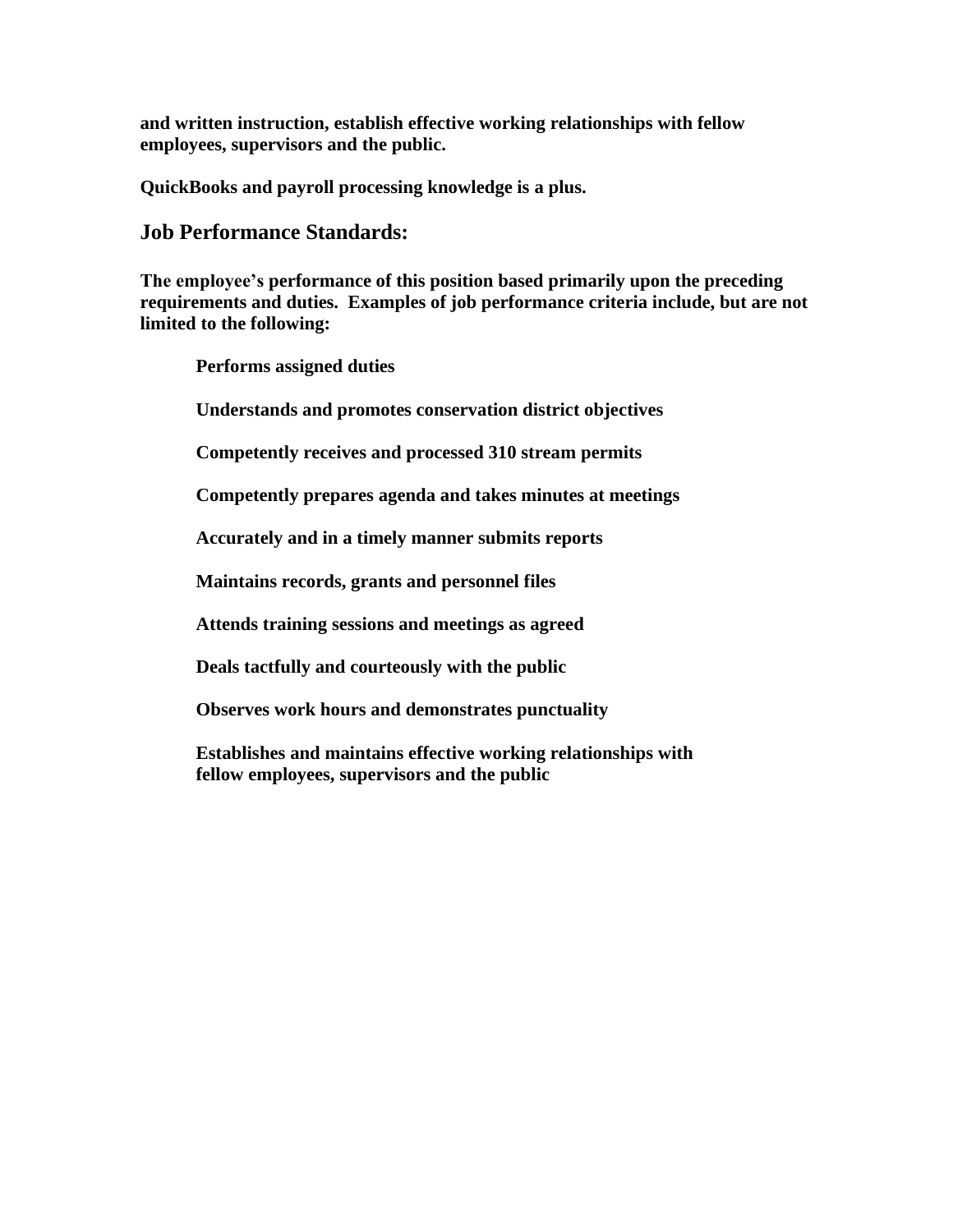**and written instruction, establish effective working relationships with fellow employees, supervisors and the public.**

**QuickBooks and payroll processing knowledge is a plus.**

## Job Performance Standards:

**The employee's performance of this position based primarily upon the preceding requirements and duties. Examples of job performance criteria include, but are not limited to the following:**

**Performs assigned duties**

**Understands and promotes conservation district objectives**

**Competently receives and processed 310 stream permits**

**Competently prepares agenda and takes minutes at meetings**

**Accurately and in a timely manner submits reports**

**Maintains records, grants and personnel files**

**Attends training sessions and meetings as agreed**

**Deals tactfully and courteously with the public**

**Observes work hours and demonstrates punctuality**

**Establishes and maintains effective working relationships with fellow employees, supervisors and the public**